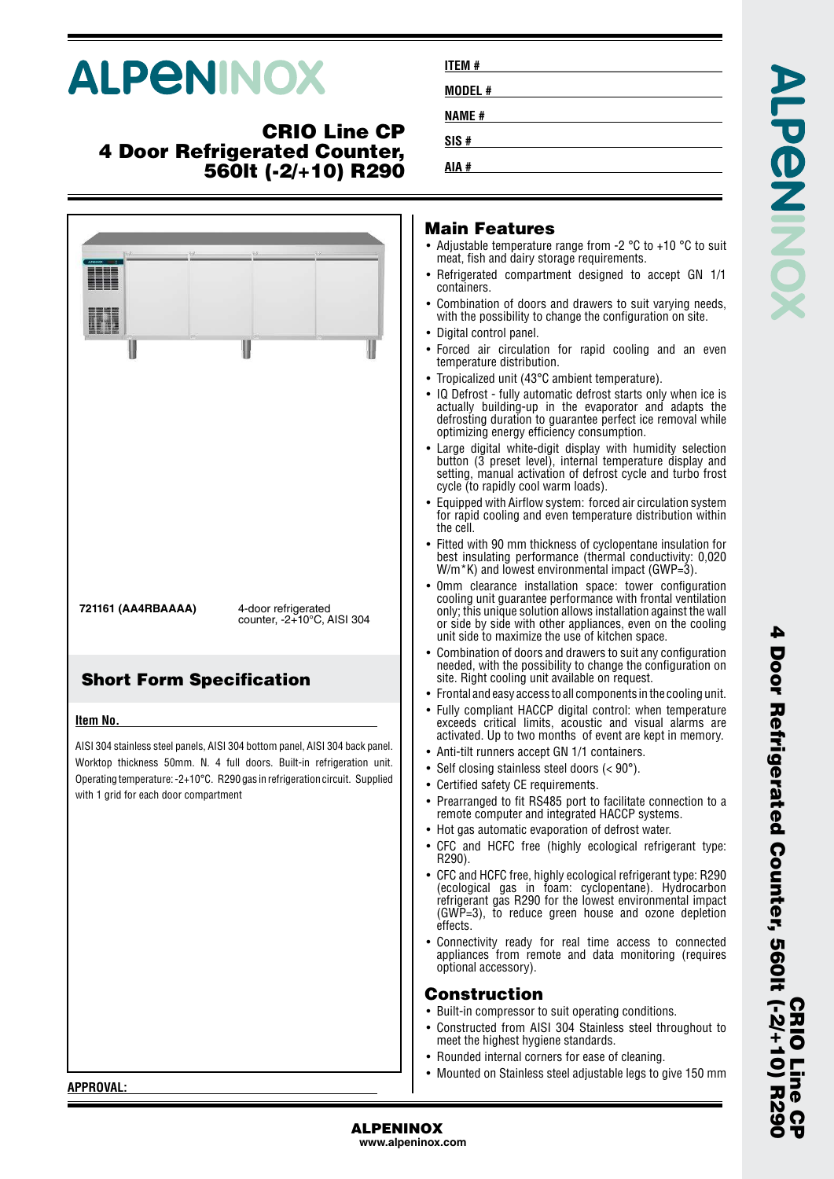# ALPENINOX

## CRIO Line CP
## 4 Door Refrigerated Counter, 560lt (-2/+10) R290

**ITEM #**

**MODEL #**

**NAME #**

**SIS #**

**AIA #**

| 721161 (AA4RBAAAA) | 4-door refrigerated counter, -2+10°C, AISI 304 |
|---|---|

## Short Form Specification

**Item No.**

AISI 304 stainless steel panels, AISI 304 bottom panel, AISI 304 back panel. Worktop thickness 50mm. N. 4 full doors. Built-in refrigeration unit. Operating temperature: -2+10°C. R290 gas in refrigeration circuit. Supplied with 1 grid for each door compartment

## Main Features

- Adjustable temperature range from -2 °C to +10 °C to suit meat, fish and dairy storage requirements.
- Refrigerated compartment designed to accept GN 1/1 containers.
- Combination of doors and drawers to suit varying needs, with the possibility to change the configuration on site.
- Digital control panel.
- Forced air circulation for rapid cooling and an even temperature distribution.
- Tropicalized unit (43°C ambient temperature).
- IQ Defrost - fully automatic defrost starts only when ice is actually building-up in the evaporator and adapts the defrosting duration to guarantee perfect ice removal while optimizing energy efficiency consumption.
- Large digital white-digit display with humidity selection button (3 preset level), internal temperature display and setting, manual activation of defrost cycle and turbo frost cycle (to rapidly cool warm loads).
- Equipped with Airflow system: forced air circulation system for rapid cooling and even temperature distribution within the cell.
- Fitted with 90 mm thickness of cyclopentane insulation for best insulating performance (thermal conductivity: 0,020 W/m*K) and lowest environmental impact (GWP=3).
- 0mm clearance installation space: tower configuration cooling unit guarantee performance with frontal ventilation only; this unique solution allows installation against the wall or side by side with other appliances, even on the cooling unit side to maximize the use of kitchen space.
- Combination of doors and drawers to suit any configuration needed, with the possibility to change the configuration on site. Right cooling unit available on request.
- Frontal and easy access to all components in the cooling unit.
- Fully compliant HACCP digital control: when temperature exceeds critical limits, acoustic and visual alarms are activated. Up to two months of event are kept in memory.
- Anti-tilt runners accept GN 1/1 containers.
- Self closing stainless steel doors (< 90°).
- Certified safety CE requirements.
- Prearranged to fit RS485 port to facilitate connection to a remote computer and integrated HACCP systems.
- Hot gas automatic evaporation of defrost water.
- CFC and HCFC free (highly ecological refrigerant type: R290).
- CFC and HCFC free, highly ecological refrigerant type: R290 (ecological gas in foam: cyclopentane). Hydrocarbon refrigerant gas R290 for the lowest environmental impact (GWP=3), to reduce green house and ozone depletion effects.
- Connectivity ready for real time access to connected appliances from remote and data monitoring (requires optional accessory).

## Construction

- Built-in compressor to suit operating conditions.
- Constructed from AISI 304 Stainless steel throughout to meet the highest hygiene standards.
- Rounded internal corners for ease of cleaning.
- Mounted on Stainless steel adjustable legs to give 150 mm

**APPROVAL:**

**ALPENINOX**
www.alpeninox.com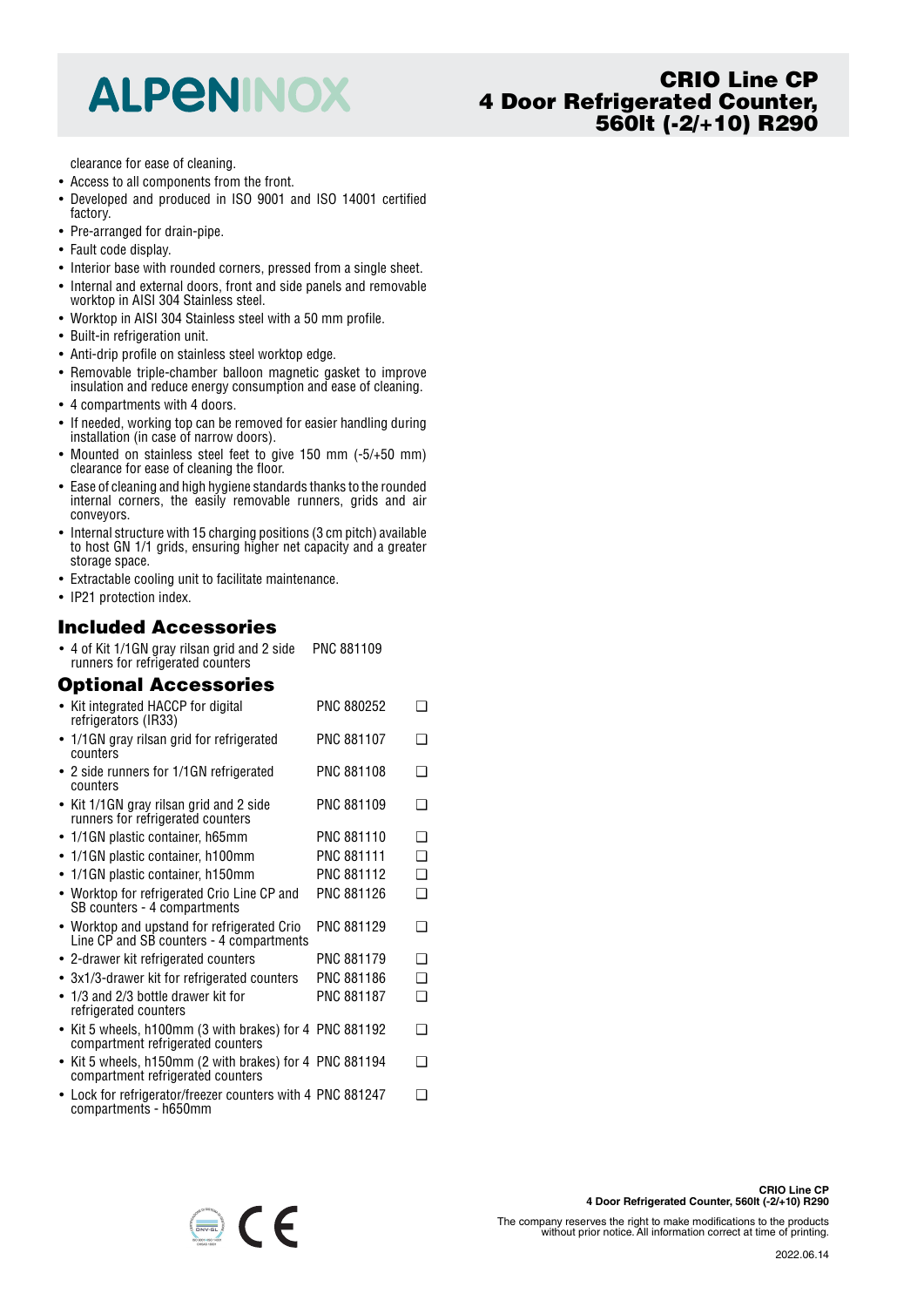clearance for ease of cleaning.

- Access to all components from the front.
- Developed and produced in ISO 9001 and ISO 14001 certified factory.
- Pre-arranged for drain-pipe.
- Fault code display.
- Interior base with rounded corners, pressed from a single sheet.
- Internal and external doors, front and side panels and removable worktop in AISI 304 Stainless steel.
- Worktop in AISI 304 Stainless steel with a 50 mm profile.
- Built-in refrigeration unit.
- Anti-drip profile on stainless steel worktop edge.
- Removable triple-chamber balloon magnetic gasket to improve insulation and reduce energy consumption and ease of cleaning.
- 4 compartments with 4 doors.
- If needed, working top can be removed for easier handling during installation (in case of narrow doors).
- Mounted on stainless steel feet to give 150 mm (-5/+50 mm) clearance for ease of cleaning the floor.
- Ease of cleaning and high hygiene standards thanks to the rounded internal corners, the easily removable runners, grids and air conveyors.
- Internal structure with 15 charging positions (3 cm pitch) available to host GN 1/1 grids, ensuring higher net capacity and a greater storage space.
- Extractable cooling unit to facilitate maintenance.
- IP21 protection index.

## Included Accessories

- 4 of Kit 1/1GN gray rilsan grid and 2 side runners for refrigerated counters — PNC 881109

## Optional Accessories

| Accessory | PNC | |
|---|---|---|
| • Kit integrated HACCP for digital refrigerators (IR33) | PNC 880252 | ❑ |
| • 1/1GN gray rilsan grid for refrigerated counters | PNC 881107 | ❑ |
| • 2 side runners for 1/1GN refrigerated counters | PNC 881108 | ❑ |
| • Kit 1/1GN gray rilsan grid and 2 side runners for refrigerated counters | PNC 881109 | ❑ |
| • 1/1GN plastic container, h65mm | PNC 881110 | ❑ |
| • 1/1GN plastic container, h100mm | PNC 881111 | ❑ |
| • 1/1GN plastic container, h150mm | PNC 881112 | ❑ |
| • Worktop for refrigerated Crio Line CP and SB counters - 4 compartments | PNC 881126 | ❑ |
| • Worktop and upstand for refrigerated Crio Line CP and SB counters - 4 compartments | PNC 881129 | ❑ |
| • 2-drawer kit refrigerated counters | PNC 881179 | ❑ |
| • 3x1/3-drawer kit for refrigerated counters | PNC 881186 | ❑ |
| • 1/3 and 2/3 bottle drawer kit for refrigerated counters | PNC 881187 | ❑ |
| • Kit 5 wheels, h100mm (3 with brakes) for 4 compartment refrigerated counters | PNC 881192 | ❑ |
| • Kit 5 wheels, h150mm (2 with brakes) for 4 compartment refrigerated counters | PNC 881194 | ❑ |
| • Lock for refrigerator/freezer counters with 4 compartments - h650mm | PNC 881247 | ❑ |

The company reserves the right to make modifications to the products without prior notice. All information correct at time of printing.

2022.06.14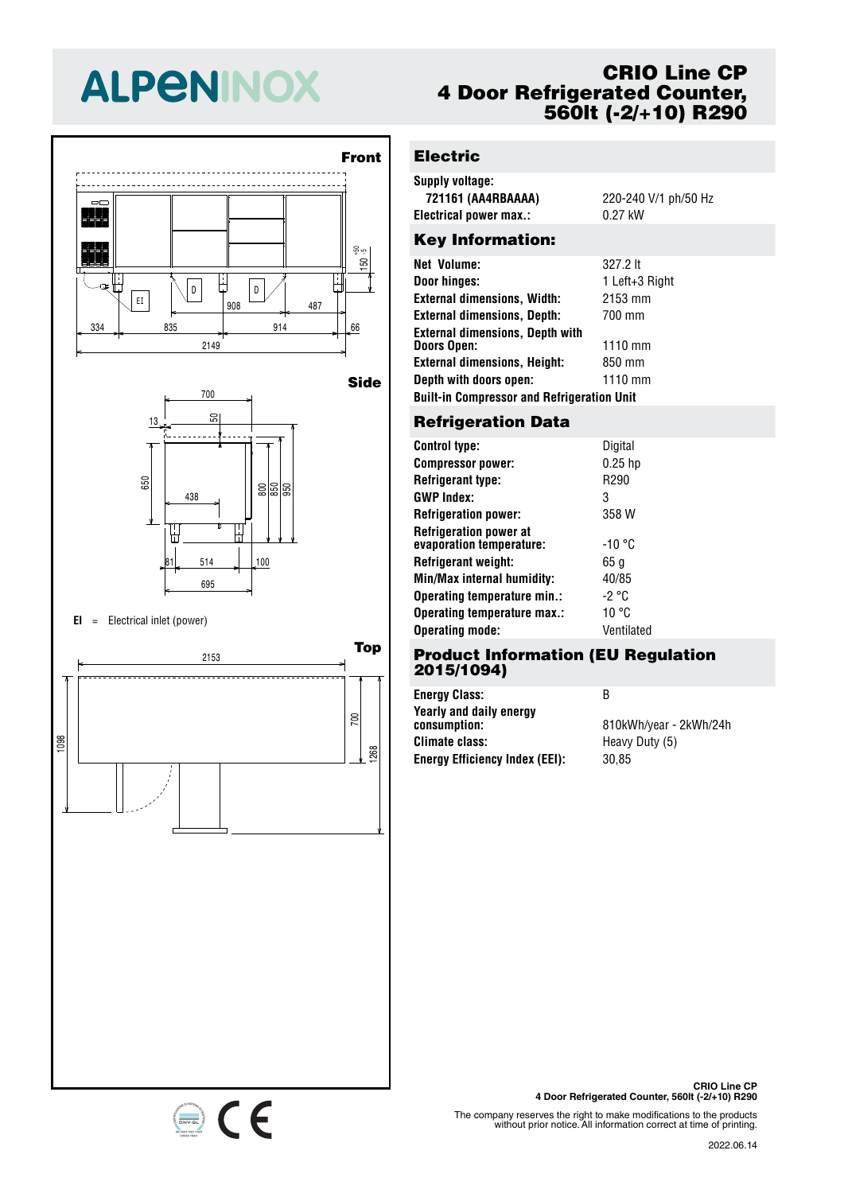# ALPENINOX

## CRIO Line CP
## 4 Door Refrigerated Counter, 560lt (-2/+10) R290

Front

Side

Top

**EI** = Electrical inlet (power)

## Electric

| | |
|---|---|
| **Supply voltage:** | |
| **721161 (AA4RBAAAA)** | 220-240 V/1 ph/50 Hz |
| **Electrical power max.:** | 0.27 kW |

## Key Information:

| | |
|---|---|
| **Net Volume:** | 327.2 lt |
| **Door hinges:** | 1 Left+3 Right |
| **External dimensions, Width:** | 2153 mm |
| **External dimensions, Depth:** | 700 mm |
| **External dimensions, Depth with Doors Open:** | 1110 mm |
| **External dimensions, Height:** | 850 mm |
| **Depth with doors open:** | 1110 mm |

**Built-in Compressor and Refrigeration Unit**

## Refrigeration Data

| | |
|---|---|
| **Control type:** | Digital |
| **Compressor power:** | 0.25 hp |
| **Refrigerant type:** | R290 |
| **GWP Index:** | 3 |
| **Refrigeration power:** | 358 W |
| **Refrigeration power at evaporation temperature:** | -10 °C |
| **Refrigerant weight:** | 65 g |
| **Min/Max internal humidity:** | 40/85 |
| **Operating temperature min.:** | -2 °C |
| **Operating temperature max.:** | 10 °C |
| **Operating mode:** | Ventilated |

## Product Information (EU Regulation 2015/1094)

| | |
|---|---|
| **Energy Class:** | B |
| **Yearly and daily energy consumption:** | 810kWh/year - 2kWh/24h |
| **Climate class:** | Heavy Duty (5) |
| **Energy Efficiency Index (EEI):** | 30,85 |

**CRIO Line CP**
**4 Door Refrigerated Counter, 560lt (-2/+10) R290**

The company reserves the right to make modifications to the products without prior notice. All information correct at time of printing.

2022.06.14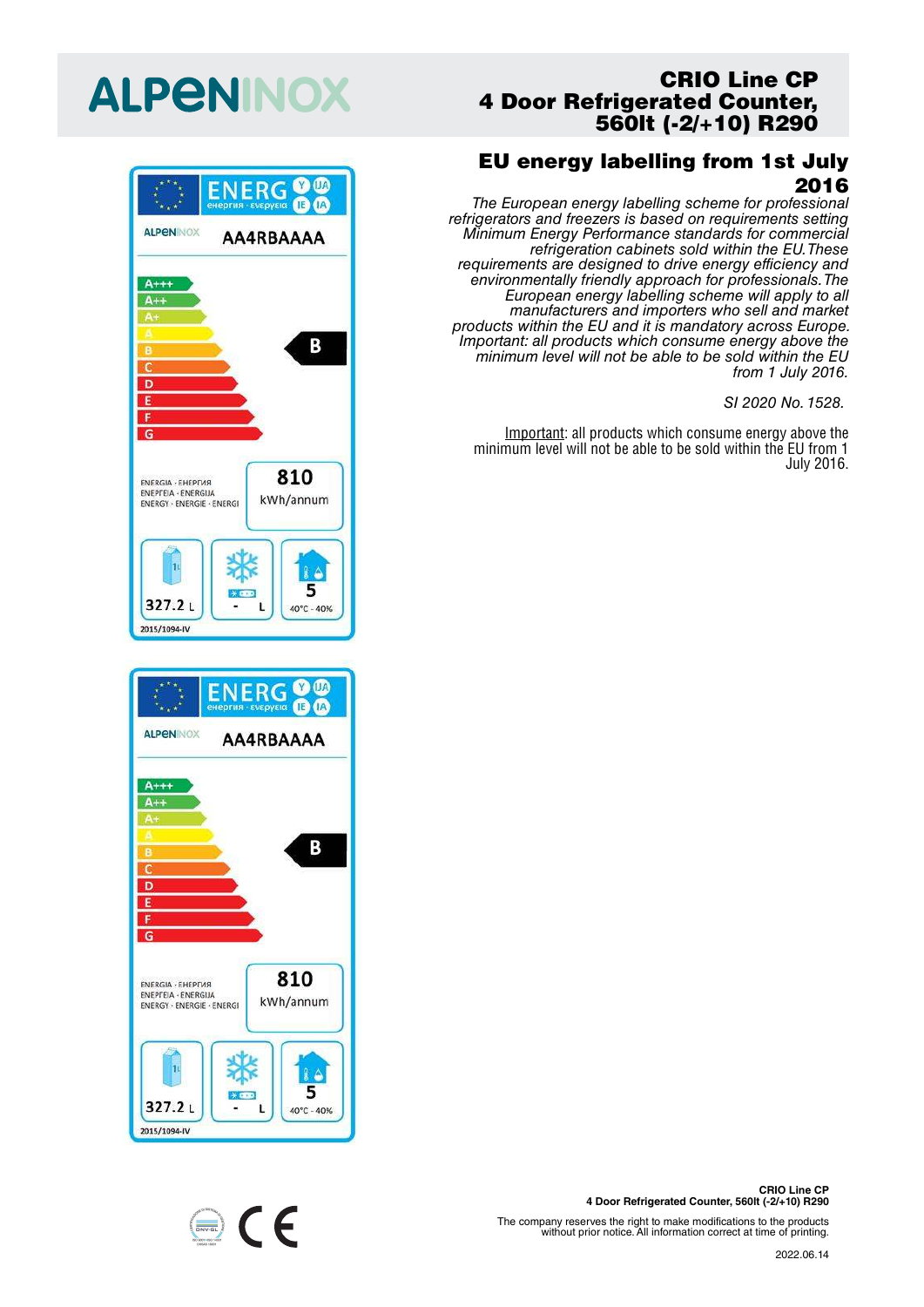# ALPENINOX

## CRIO Line CP
## 4 Door Refrigerated Counter, 560lt (-2/+10) R290

ENERG Y IJA IE IA
енергия · ενεργεια

ALPENINOX AA4RBAAAA

A+++
A++
A+
A
B
C
D
E
F
G

B

ENERGIA · ЕНЕРГИЯ
ΕΝΕΡΓΕΙΑ · ENERGIJA
ENERGY · ENERGIE · ENERGI

810
kWh/annum

327.2 L

- L

5
40°C - 40%

2015/1094-IV

ENERG Y IJA IE IA
енергия · ενεργεια

ALPENINOX AA4RBAAAA

A+++
A++
A+
A
B
C
D
E
F
G

B

ENERGIA · ЕНЕРГИЯ
ΕΝΕΡΓΕΙΑ · ENERGIJA
ENERGY · ENERGIE · ENERGI

810
kWh/annum

327.2 L

- L

5
40°C - 40%

2015/1094-IV

## EU energy labelling from 1st July 2016

*The European energy labelling scheme for professional refrigerators and freezers is based on requirements setting Minimum Energy Performance standards for commercial refrigeration cabinets sold within the EU. These requirements are designed to drive energy efficiency and environmentally friendly approach for professionals. The European energy labelling scheme will apply to all manufacturers and importers who sell and market products within the EU and it is mandatory across Europe. Important: all products which consume energy above the minimum level will not be able to be sold within the EU from 1 July 2016.*

*SI 2020 No. 1528.*

Important: all products which consume energy above the minimum level will not be able to be sold within the EU from 1 July 2016.

**CRIO Line CP**
**4 Door Refrigerated Counter, 560lt (-2/+10) R290**

The company reserves the right to make modifications to the products without prior notice. All information correct at time of printing.

2022.06.14